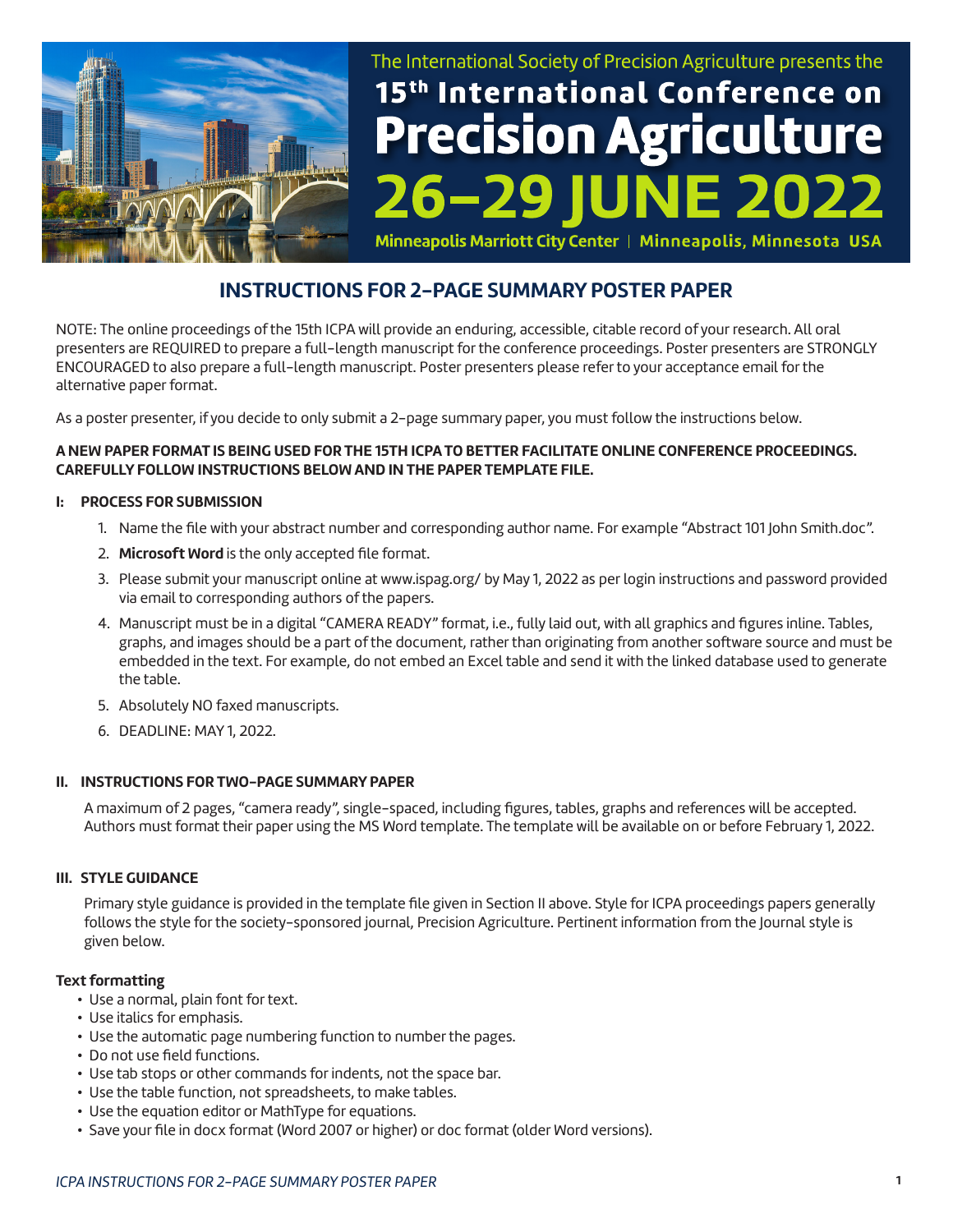The International Society of Precision Agriculture presents the

# 15th International Conference on Precision Agriculture

# 26–29 JUNE 2022

**Minneapolis Marriott City Center | Minneapolis, Minnesota USA**

## INSTRUCTIONS FOR 2-PAGE SUMMARY POSTER PAPER

NOTE: The online proceedings of the 15th ICPA will provide an enduring, accessible, citable record of your research. All oral presenters are REQUIRED to prepare a full-length manuscript for the conference proceedings. Poster presenters are STRONGLY ENCOURAGED to also prepare a full-length manuscript. Poster presenters please refer to your acceptance email for the alternative paper format.

As a poster presenter, if you decide to only submit a 2-page summary paper, you must follow the instructions below.

**A NEW PAPER FORMAT IS BEING USED FOR THE 15TH ICPA TO BETTER FACILITATE ONLINE CONFERENCE PROCEEDINGS. CAREFULLY FOLLOW INSTRUCTIONS BELOW AND IN THE PAPER TEMPLATE FILE.**

### I: PROCESS FOR SUBMISSION

1. Name the file with your abstract number and corresponding author name. For example "Abstract 101 John Smith.doc".
2. **Microsoft Word** is the only accepted file format.
3. Please submit your manuscript online at www.ispag.org/ by May 1, 2022 as per login instructions and password provided via email to corresponding authors of the papers.
4. Manuscript must be in a digital "CAMERA READY" format, i.e., fully laid out, with all graphics and figures inline. Tables, graphs, and images should be a part of the document, rather than originating from another software source and must be embedded in the text. For example, do not embed an Excel table and send it with the linked database used to generate the table.
5. Absolutely NO faxed manuscripts.
6. DEADLINE: MAY 1, 2022.

### II. INSTRUCTIONS FOR TWO-PAGE SUMMARY PAPER

A maximum of 2 pages, "camera ready", single-spaced, including figures, tables, graphs and references will be accepted. Authors must format their paper using the MS Word template. The template will be available on or before February 1, 2022.

### III. STYLE GUIDANCE

Primary style guidance is provided in the template file given in Section II above. Style for ICPA proceedings papers generally follows the style for the society-sponsored journal, Precision Agriculture. Pertinent information from the Journal style is given below.

#### Text formatting

- Use a normal, plain font for text.
- Use italics for emphasis.
- Use the automatic page numbering function to number the pages.
- Do not use field functions.
- Use tab stops or other commands for indents, not the space bar.
- Use the table function, not spreadsheets, to make tables.
- Use the equation editor or MathType for equations.
- Save your file in docx format (Word 2007 or higher) or doc format (older Word versions).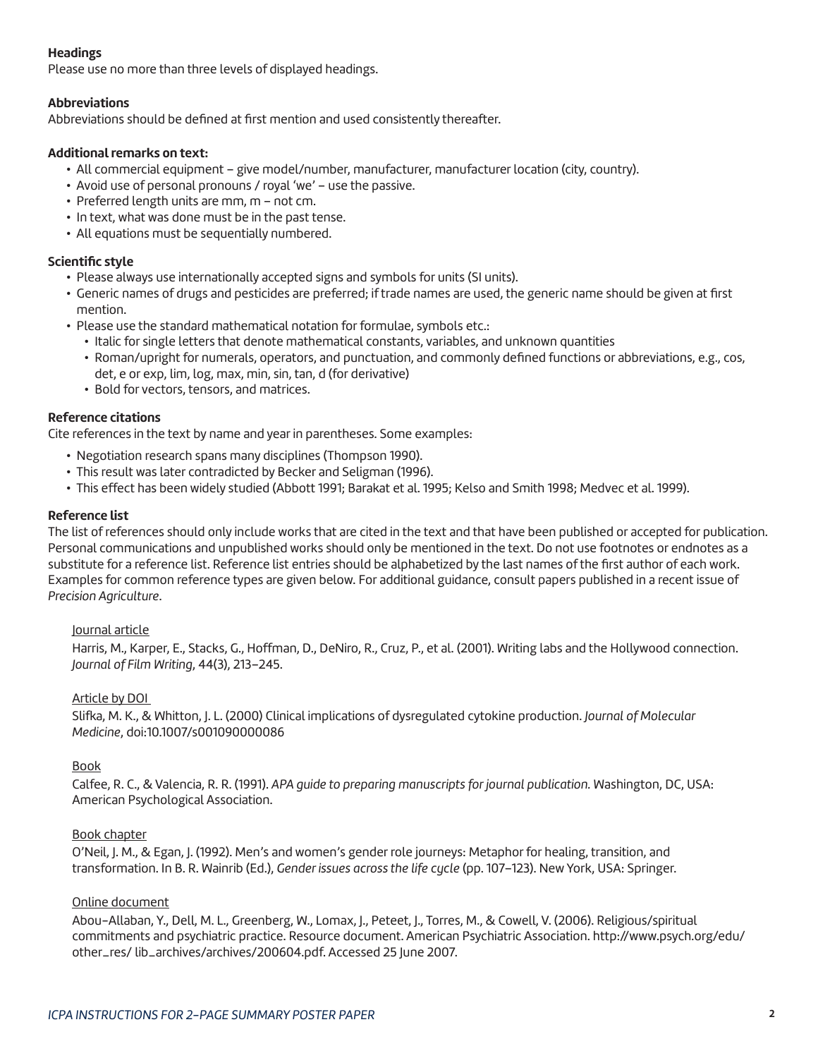**Headings**

Please use no more than three levels of displayed headings.

**Abbreviations**

Abbreviations should be defined at first mention and used consistently thereafter.

**Additional remarks on text:**

- All commercial equipment – give model/number, manufacturer, manufacturer location (city, country).
- Avoid use of personal pronouns / royal 'we' – use the passive.
- Preferred length units are mm, m – not cm.
- In text, what was done must be in the past tense.
- All equations must be sequentially numbered.

**Scientific style**

- Please always use internationally accepted signs and symbols for units (SI units).
- Generic names of drugs and pesticides are preferred; if trade names are used, the generic name should be given at first mention.
- Please use the standard mathematical notation for formulae, symbols etc.:
    - Italic for single letters that denote mathematical constants, variables, and unknown quantities
    - Roman/upright for numerals, operators, and punctuation, and commonly defined functions or abbreviations, e.g., cos, det, e or exp, lim, log, max, min, sin, tan, d (for derivative)
    - Bold for vectors, tensors, and matrices.

**Reference citations**

Cite references in the text by name and year in parentheses. Some examples:

- Negotiation research spans many disciplines (Thompson 1990).
- This result was later contradicted by Becker and Seligman (1996).
- This effect has been widely studied (Abbott 1991; Barakat et al. 1995; Kelso and Smith 1998; Medvec et al. 1999).

**Reference list**

The list of references should only include works that are cited in the text and that have been published or accepted for publication. Personal communications and unpublished works should only be mentioned in the text. Do not use footnotes or endnotes as a substitute for a reference list. Reference list entries should be alphabetized by the last names of the first author of each work. Examples for common reference types are given below. For additional guidance, consult papers published in a recent issue of *Precision Agriculture*.

<u>Journal article</u>

Harris, M., Karper, E., Stacks, G., Hoffman, D., DeNiro, R., Cruz, P., et al. (2001). Writing labs and the Hollywood connection. *Journal of Film Writing*, 44(3), 213–245.

<u>Article by DOI</u>

Slifka, M. K., & Whitton, J. L. (2000) Clinical implications of dysregulated cytokine production. *Journal of Molecular Medicine*, doi:10.1007/s001090000086

<u>Book</u>

Calfee, R. C., & Valencia, R. R. (1991). *APA guide to preparing manuscripts for journal publication.* Washington, DC, USA: American Psychological Association.

<u>Book chapter</u>

O'Neil, J. M., & Egan, J. (1992). Men's and women's gender role journeys: Metaphor for healing, transition, and transformation. In B. R. Wainrib (Ed.), *Gender issues across the life cycle* (pp. 107–123). New York, USA: Springer.

<u>Online document</u>

Abou-Allaban, Y., Dell, M. L., Greenberg, W., Lomax, J., Peteet, J., Torres, M., & Cowell, V. (2006). Religious/spiritual commitments and psychiatric practice. Resource document. American Psychiatric Association. http://www.psych.org/edu/other_res/ lib_archives/archives/200604.pdf. Accessed 25 June 2007.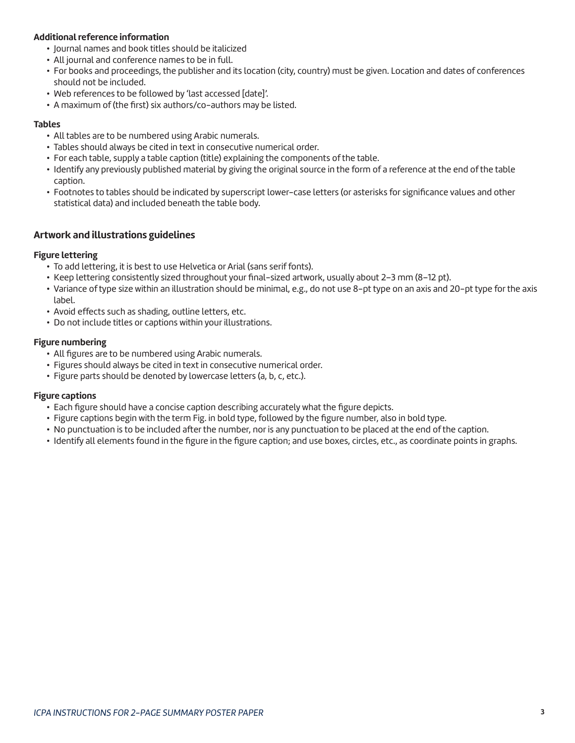**Additional reference information**

- Journal names and book titles should be italicized
- All journal and conference names to be in full.
- For books and proceedings, the publisher and its location (city, country) must be given. Location and dates of conferences should not be included.
- Web references to be followed by 'last accessed [date]'.
- A maximum of (the first) six authors/co-authors may be listed.

**Tables**

- All tables are to be numbered using Arabic numerals.
- Tables should always be cited in text in consecutive numerical order.
- For each table, supply a table caption (title) explaining the components of the table.
- Identify any previously published material by giving the original source in the form of a reference at the end of the table caption.
- Footnotes to tables should be indicated by superscript lower-case letters (or asterisks for significance values and other statistical data) and included beneath the table body.

## Artwork and illustrations guidelines

**Figure lettering**

- To add lettering, it is best to use Helvetica or Arial (sans serif fonts).
- Keep lettering consistently sized throughout your final-sized artwork, usually about 2–3 mm (8–12 pt).
- Variance of type size within an illustration should be minimal, e.g., do not use 8-pt type on an axis and 20-pt type for the axis label.
- Avoid effects such as shading, outline letters, etc.
- Do not include titles or captions within your illustrations.

**Figure numbering**

- All figures are to be numbered using Arabic numerals.
- Figures should always be cited in text in consecutive numerical order.
- Figure parts should be denoted by lowercase letters (a, b, c, etc.).

**Figure captions**

- Each figure should have a concise caption describing accurately what the figure depicts.
- Figure captions begin with the term Fig. in bold type, followed by the figure number, also in bold type.
- No punctuation is to be included after the number, nor is any punctuation to be placed at the end of the caption.
- Identify all elements found in the figure in the figure caption; and use boxes, circles, etc., as coordinate points in graphs.